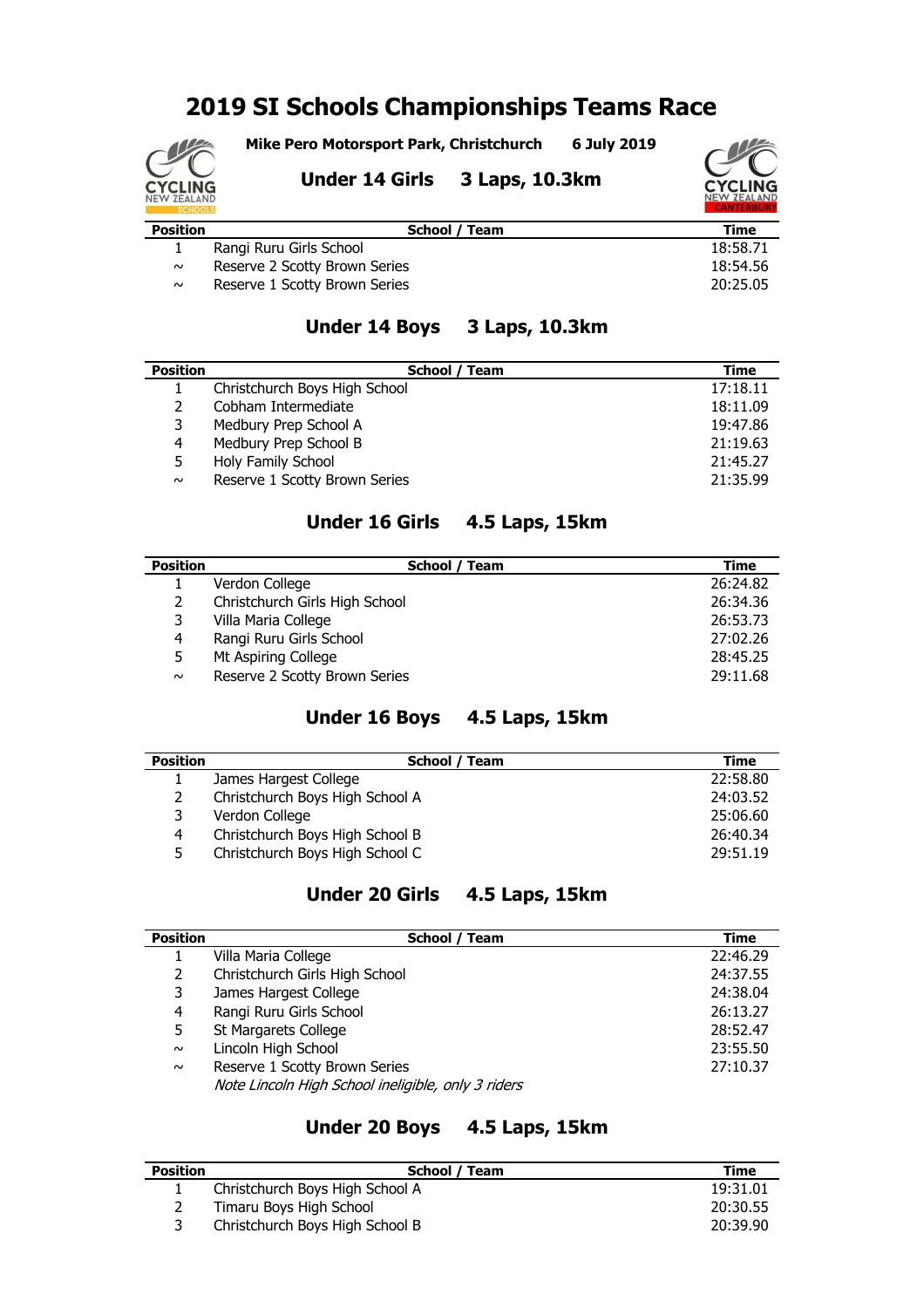# 2019 SI Schools Championships Teams Race

**Mike Pero Motorsport Park, Christchurch** **6 July 2019**

## Under 14 Girls 3 Laps, 10.3km

| Position | School / Team | Time |
|---|---|---|
| 1 | Rangi Ruru Girls School | 18:58.71 |
| ~ | Reserve 2 Scotty Brown Series | 18:54.56 |
| ~ | Reserve 1 Scotty Brown Series | 20:25.05 |

## Under 14 Boys 3 Laps, 10.3km

| Position | School / Team | Time |
|---|---|---|
| 1 | Christchurch Boys High School | 17:18.11 |
| 2 | Cobham Intermediate | 18:11.09 |
| 3 | Medbury Prep School A | 19:47.86 |
| 4 | Medbury Prep School B | 21:19.63 |
| 5 | Holy Family School | 21:45.27 |
| ~ | Reserve 1 Scotty Brown Series | 21:35.99 |

## Under 16 Girls 4.5 Laps, 15km

| Position | School / Team | Time |
|---|---|---|
| 1 | Verdon College | 26:24.82 |
| 2 | Christchurch Girls High School | 26:34.36 |
| 3 | Villa Maria College | 26:53.73 |
| 4 | Rangi Ruru Girls School | 27:02.26 |
| 5 | Mt Aspiring College | 28:45.25 |
| ~ | Reserve 2 Scotty Brown Series | 29:11.68 |

## Under 16 Boys 4.5 Laps, 15km

| Position | School / Team | Time |
|---|---|---|
| 1 | James Hargest College | 22:58.80 |
| 2 | Christchurch Boys High School A | 24:03.52 |
| 3 | Verdon College | 25:06.60 |
| 4 | Christchurch Boys High School B | 26:40.34 |
| 5 | Christchurch Boys High School C | 29:51.19 |

## Under 20 Girls 4.5 Laps, 15km

| Position | School / Team | Time |
|---|---|---|
| 1 | Villa Maria College | 22:46.29 |
| 2 | Christchurch Girls High School | 24:37.55 |
| 3 | James Hargest College | 24:38.04 |
| 4 | Rangi Ruru Girls School | 26:13.27 |
| 5 | St Margarets College | 28:52.47 |
| ~ | Lincoln High School | 23:55.50 |
| ~ | Reserve 1 Scotty Brown Series | 27:10.37 |

*Note Lincoln High School ineligible, only 3 riders*

## Under 20 Boys 4.5 Laps, 15km

| Position | School / Team | Time |
|---|---|---|
| 1 | Christchurch Boys High School A | 19:31.01 |
| 2 | Timaru Boys High School | 20:30.55 |
| 3 | Christchurch Boys High School B | 20:39.90 |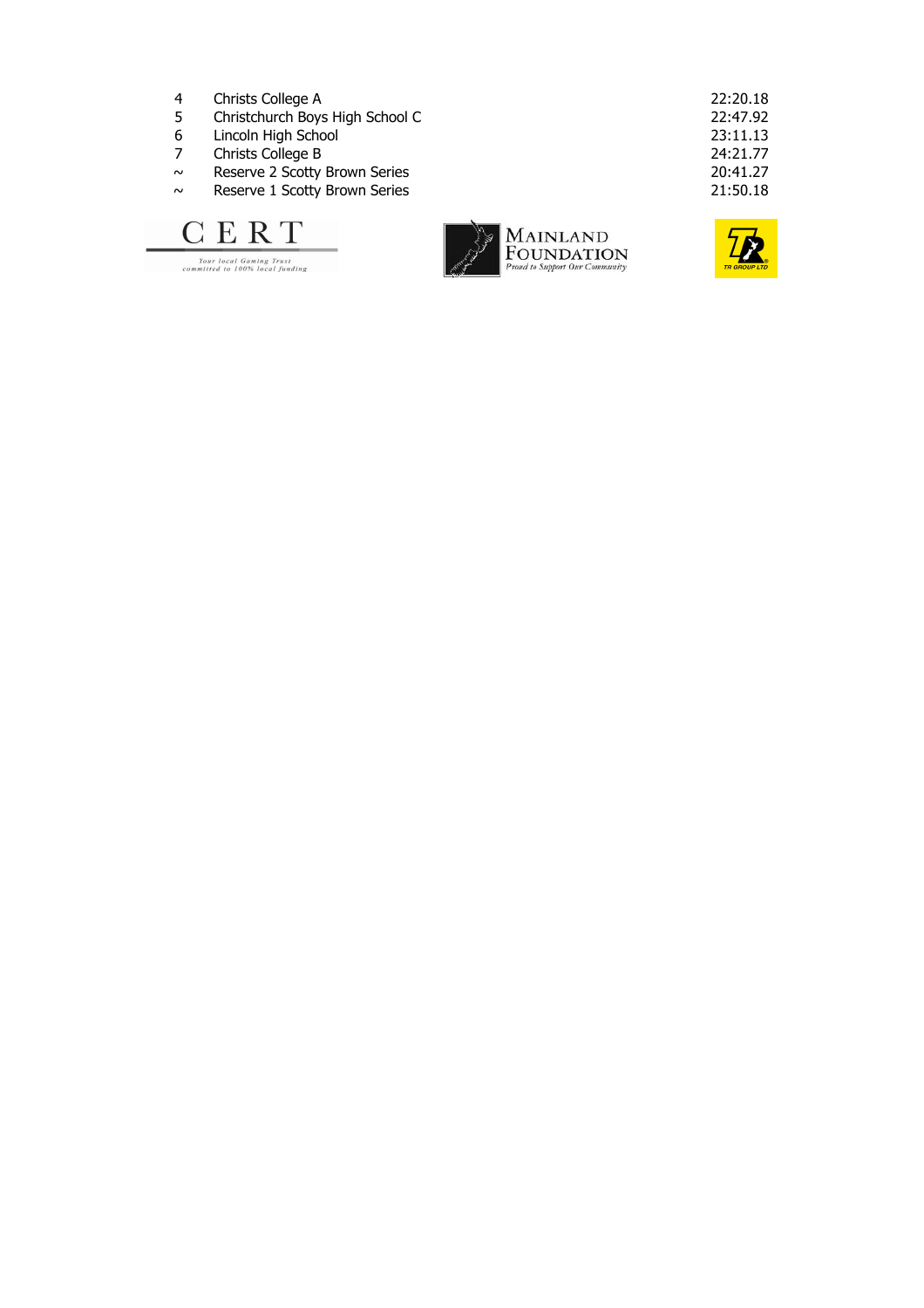| | | |
|---|---|---|
| 4 | Christs College A | 22:20.18 |
| 5 | Christchurch Boys High School C | 22:47.92 |
| 6 | Lincoln High School | 23:11.13 |
| 7 | Christs College B | 24:21.77 |
| ~ | Reserve 2 Scotty Brown Series | 20:41.27 |
| ~ | Reserve 1 Scotty Brown Series | 21:50.18 |